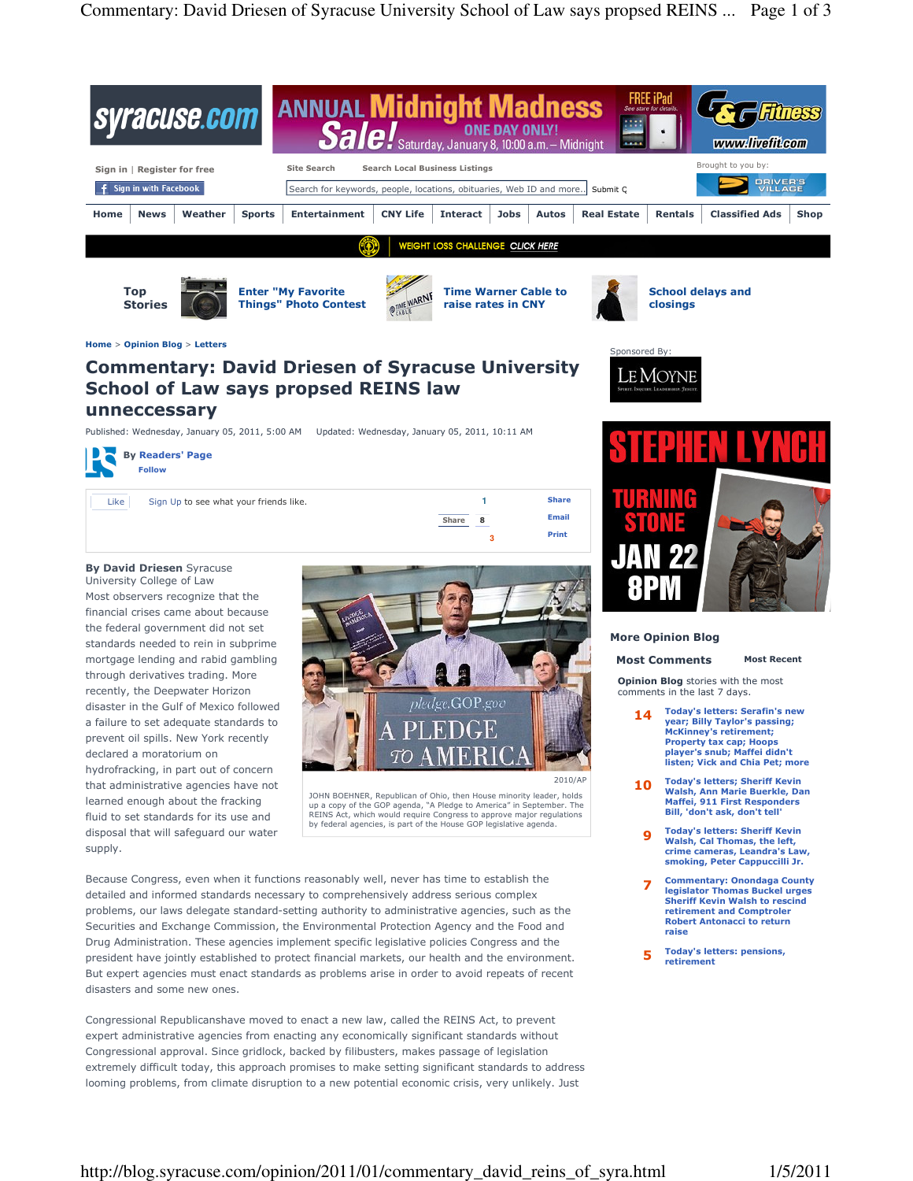Home > Opinion Blog > Letters

# Commentary: David Driesen of Syracuse University School of Law says propsed REINS law unneccessary

Published: Wednesday, January 05, 2011, 5:00 AM Updated: Wednesday, January 05, 2011, 10:11 AM

By **Readers' Page**

**By David Driesen** Syracuse University College of Law

Most observers recognize that the financial crises came about because the federal government did not set standards needed to rein in subprime mortgage lending and rabid gambling through derivatives trading. More recently, the Deepwater Horizon disaster in the Gulf of Mexico followed a failure to set adequate standards to prevent oil spills. New York recently declared a moratorium on hydrofracking, in part out of concern that administrative agencies have not learned enough about the fracking fluid to set standards for its use and disposal that will safeguard our water supply.

2010/AP

JOHN BOEHNER, Republican of Ohio, then House minority leader, holds up a copy of the GOP agenda, "A Pledge to America" in September. The REINS Act, which would require Congress to approve major regulations by federal agencies, is part of the House GOP legislative agenda.

Because Congress, even when it functions reasonably well, never has time to establish the detailed and informed standards necessary to comprehensively address serious complex problems, our laws delegate standard-setting authority to administrative agencies, such as the Securities and Exchange Commission, the Environmental Protection Agency and the Food and Drug Administration. These agencies implement specific legislative policies Congress and the president have jointly established to protect financial markets, our health and the environment. But expert agencies must enact standards as problems arise in order to avoid repeats of recent disasters and some new ones.

Congressional Republicanshave moved to enact a new law, called the REINS Act, to prevent expert administrative agencies from enacting any economically significant standards without Congressional approval. Since gridlock, backed by filibusters, makes passage of legislation extremely difficult today, this approach promises to make setting significant standards to address looming problems, from climate disruption to a new potential economic crisis, very unlikely. Just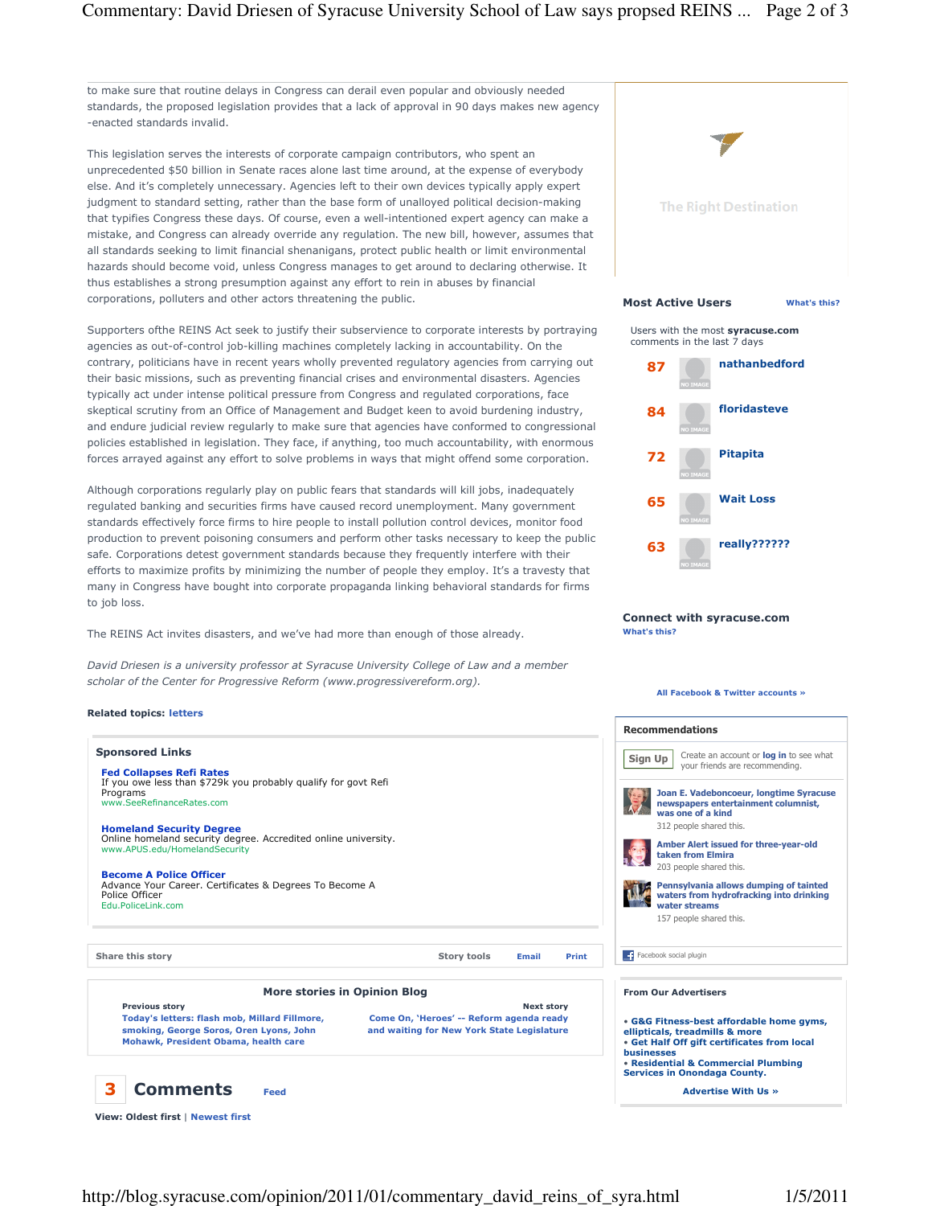to make sure that routine delays in Congress can derail even popular and obviously needed standards, the proposed legislation provides that a lack of approval in 90 days makes new agency -enacted standards invalid.

This legislation serves the interests of corporate campaign contributors, who spent an unprecedented $50 billion in Senate races alone last time around, at the expense of everybody else. And it's completely unnecessary. Agencies left to their own devices typically apply expert judgment to standard setting, rather than the base form of unalloyed political decision-making that typifies Congress these days. Of course, even a well-intentioned expert agency can make a mistake, and Congress can already override any regulation. The new bill, however, assumes that all standards seeking to limit financial shenanigans, protect public health or limit environmental hazards should become void, unless Congress manages to get around to declaring otherwise. It thus establishes a strong presumption against any effort to rein in abuses by financial corporations, polluters and other actors threatening the public.

Supporters ofthe REINS Act seek to justify their subservience to corporate interests by portraying agencies as out-of-control job-killing machines completely lacking in accountability. On the contrary, politicians have in recent years wholly prevented regulatory agencies from carrying out their basic missions, such as preventing financial crises and environmental disasters. Agencies typically act under intense political pressure from Congress and regulated corporations, face skeptical scrutiny from an Office of Management and Budget keen to avoid burdening industry, and endure judicial review regularly to make sure that agencies have conformed to congressional policies established in legislation. They face, if anything, too much accountability, with enormous forces arrayed against any effort to solve problems in ways that might offend some corporation.

Although corporations regularly play on public fears that standards will kill jobs, inadequately regulated banking and securities firms have caused record unemployment. Many government standards effectively force firms to hire people to install pollution control devices, monitor food production to prevent poisoning consumers and perform other tasks necessary to keep the public safe. Corporations detest government standards because they frequently interfere with their efforts to maximize profits by minimizing the number of people they employ. It's a travesty that many in Congress have bought into corporate propaganda linking behavioral standards for firms to job loss.

The REINS Act invites disasters, and we've had more than enough of those already.

*David Driesen is a university professor at Syracuse University College of Law and a member scholar of the Center for Progressive Reform (www.progressivereform.org).*

**Related topics:** letters

### Sponsored Links

**Fed Collapses Refi Rates**
If you owe less than $729k you probably qualify for govt Refi Programs
www.SeeRefinanceRates.com

**Homeland Security Degree**
Online homeland security degree. Accredited online university.
www.APUS.edu/HomelandSecurity

**Become A Police Officer**
Advance Your Career. Certificates & Degrees To Become A Police Officer
Edu.PoliceLink.com

Share this story — Story tools — Email — Print

### More stories in Opinion Blog

Previous story: Today's letters: flash mob, Millard Fillmore, smoking, George Soros, Oren Lyons, John Mohawk, President Obama, health care

Next story: Come On, 'Heroes' -- Reform agenda ready and waiting for New York State Legislature

## 3 Comments

Feed

View: Oldest first | Newest first

The Right Destination

### Most Active Users

What's this?

Users with the most **syracuse.com** comments in the last 7 days

| | |
|---|---|
| 87 | nathanbedford |
| 84 | floridasteve |
| 72 | Pitapita |
| 65 | Wait Loss |
| 63 | really?????? |

### Connect with syracuse.com

What's this?

All Facebook & Twitter accounts »

### Recommendations

Sign Up — Create an account or log in to see what your friends are recommending.

- **Joan E. Vadeboncoeur, longtime Syracuse newspapers entertainment columnist, was one of a kind** — 312 people shared this.
- **Amber Alert issued for three-year-old taken from Elmira** — 203 people shared this.
- **Pennsylvania allows dumping of tainted waters from hydrofracking into drinking water streams** — 157 people shared this.

Facebook social plugin

### From Our Advertisers

- G&G Fitness-best affordable home gyms, ellipticals, treadmills & more
- Get Half Off gift certificates from local businesses
- Residential & Commercial Plumbing Services in Onondaga County.

Advertise With Us »